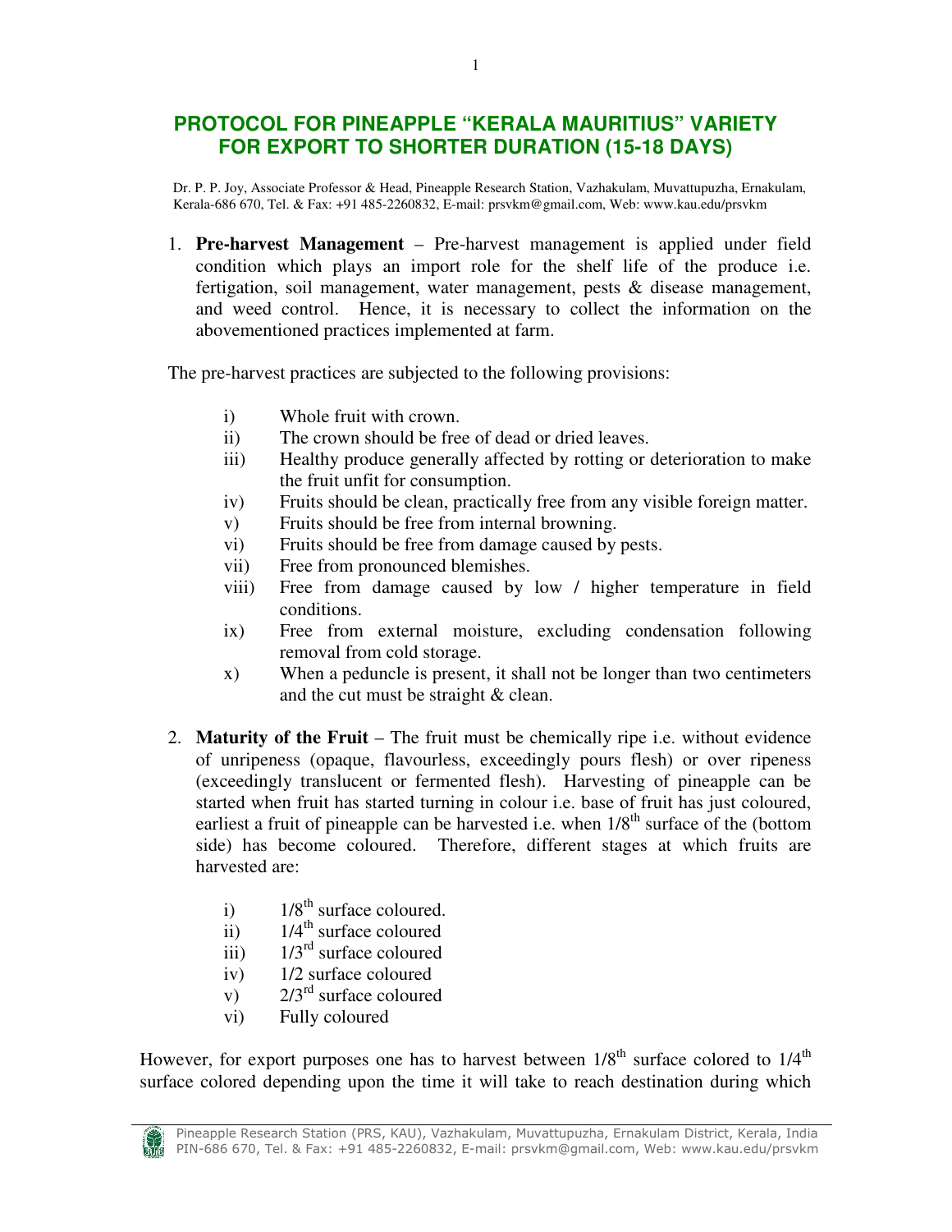# PROTOCOL FOR PINEAPPLE "KERALA MAURITIUS" VARIETY FOR EXPORT TO SHORTER DURATION (15-18 DAYS)

Dr. P. P. Joy, Associate Professor & Head, Pineapple Research Station, Vazhakulam, Muvattupuzha, Ernakulam, Kerala-686 670, Tel. & Fax: +91 485-2260832, E-mail: prsvkm@gmail.com, Web: www.kau.edu/prsvkm

1. **Pre-harvest Management** – Pre-harvest management is applied under field condition which plays an import role for the shelf life of the produce i.e. fertigation, soil management, water management, pests & disease management, and weed control. Hence, it is necessary to collect the information on the abovementioned practices implemented at farm.

The pre-harvest practices are subjected to the following provisions:

   i) Whole fruit with crown.
   ii) The crown should be free of dead or dried leaves.
   iii) Healthy produce generally affected by rotting or deterioration to make the fruit unfit for consumption.
   iv) Fruits should be clean, practically free from any visible foreign matter.
   v) Fruits should be free from internal browning.
   vi) Fruits should be free from damage caused by pests.
   vii) Free from pronounced blemishes.
   viii) Free from damage caused by low / higher temperature in field conditions.
   ix) Free from external moisture, excluding condensation following removal from cold storage.
   x) When a peduncle is present, it shall not be longer than two centimeters and the cut must be straight & clean.

2. **Maturity of the Fruit** – The fruit must be chemically ripe i.e. without evidence of unripeness (opaque, flavourless, exceedingly pours flesh) or over ripeness (exceedingly translucent or fermented flesh). Harvesting of pineapple can be started when fruit has started turning in colour i.e. base of fruit has just coloured, earliest a fruit of pineapple can be harvested i.e. when 1/8th surface of the (bottom side) has become coloured. Therefore, different stages at which fruits are harvested are:

   i) 1/8th surface coloured.
   ii) 1/4th surface coloured
   iii) 1/3rd surface coloured
   iv) 1/2 surface coloured
   v) 2/3rd surface coloured
   vi) Fully coloured

However, for export purposes one has to harvest between 1/8th surface colored to 1/4th surface colored depending upon the time it will take to reach destination during which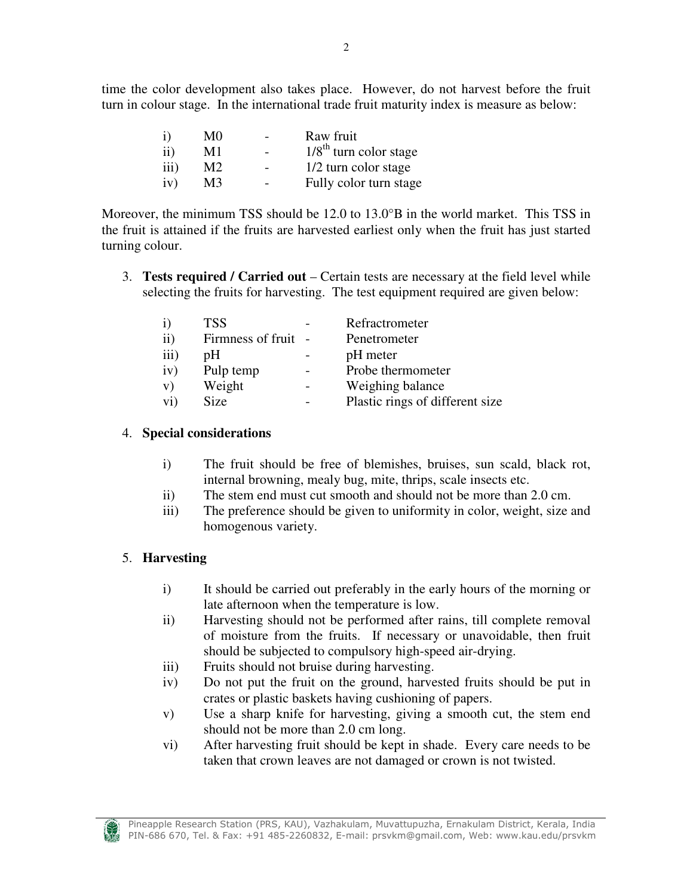time the color development also takes place. However, do not harvest before the fruit turn in colour stage. In the international trade fruit maturity index is measure as below:

| | | | |
|---|---|---|---|
| i) | M0 | - | Raw fruit |
| ii) | M1 | - | 1/8$^{th}$ turn color stage |
| iii) | M2 | - | 1/2 turn color stage |
| iv) | M3 | - | Fully color turn stage |

Moreover, the minimum TSS should be 12.0 to 13.0°B in the world market. This TSS in the fruit is attained if the fruits are harvested earliest only when the fruit has just started turning colour.

3. **Tests required / Carried out** – Certain tests are necessary at the field level while selecting the fruits for harvesting. The test equipment required are given below:

| | | | |
|---|---|---|---|
| i) | TSS | - | Refractrometer |
| ii) | Firmness of fruit | - | Penetrometer |
| iii) | pH | - | pH meter |
| iv) | Pulp temp | - | Probe thermometer |
| v) | Weight | - | Weighing balance |
| vi) | Size | - | Plastic rings of different size |

4. **Special considerations**

   i) The fruit should be free of blemishes, bruises, sun scald, black rot, internal browning, mealy bug, mite, thrips, scale insects etc.

   ii) The stem end must cut smooth and should not be more than 2.0 cm.

   iii) The preference should be given to uniformity in color, weight, size and homogenous variety.

5. **Harvesting**

   i) It should be carried out preferably in the early hours of the morning or late afternoon when the temperature is low.

   ii) Harvesting should not be performed after rains, till complete removal of moisture from the fruits. If necessary or unavoidable, then fruit should be subjected to compulsory high-speed air-drying.

   iii) Fruits should not bruise during harvesting.

   iv) Do not put the fruit on the ground, harvested fruits should be put in crates or plastic baskets having cushioning of papers.

   v) Use a sharp knife for harvesting, giving a smooth cut, the stem end should not be more than 2.0 cm long.

   vi) After harvesting fruit should be kept in shade. Every care needs to be taken that crown leaves are not damaged or crown is not twisted.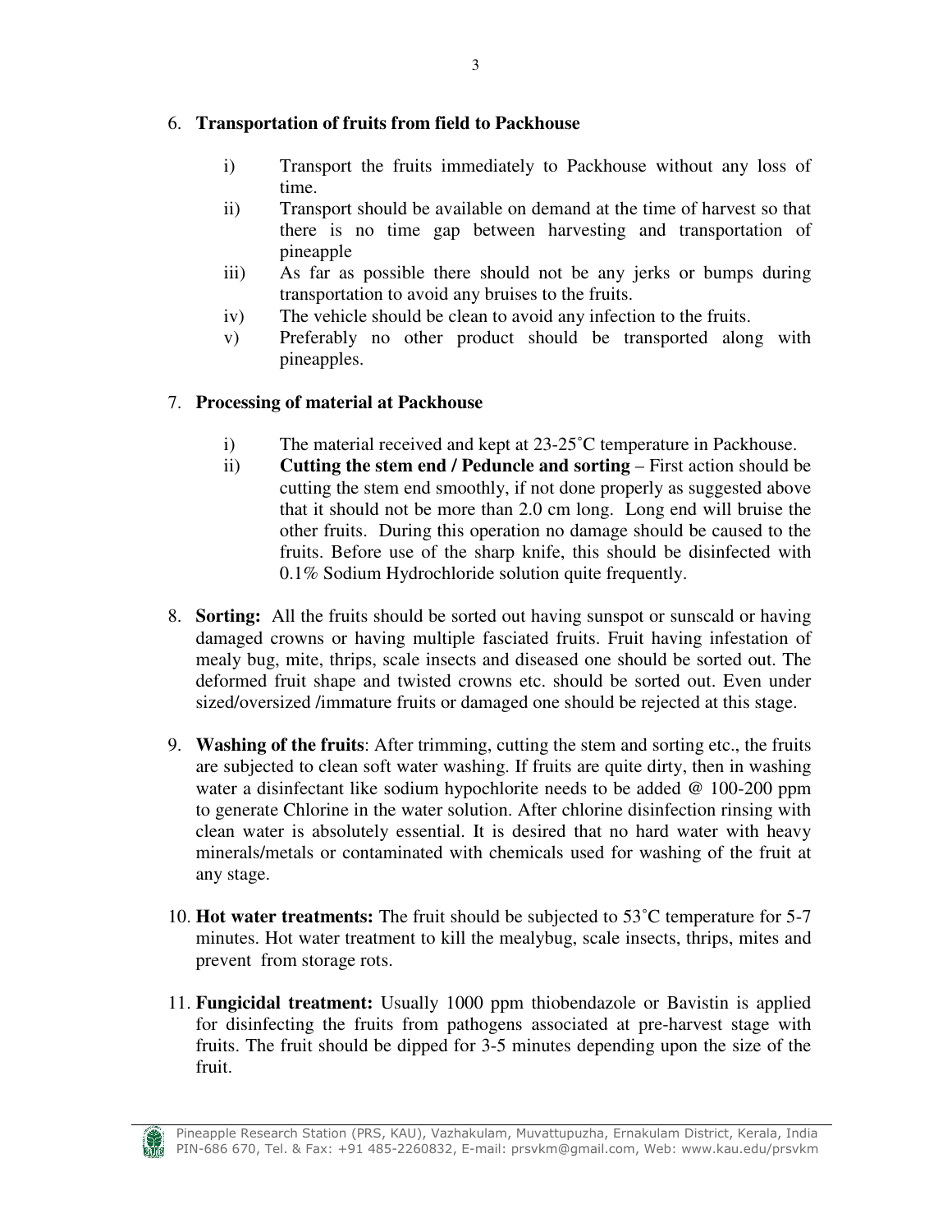6. **Transportation of fruits from field to Packhouse**

   i) Transport the fruits immediately to Packhouse without any loss of time.
   ii) Transport should be available on demand at the time of harvest so that there is no time gap between harvesting and transportation of pineapple
   iii) As far as possible there should not be any jerks or bumps during transportation to avoid any bruises to the fruits.
   iv) The vehicle should be clean to avoid any infection to the fruits.
   v) Preferably no other product should be transported along with pineapples.

7. **Processing of material at Packhouse**

   i) The material received and kept at 23-25˚C temperature in Packhouse.
   ii) **Cutting the stem end / Peduncle and sorting** – First action should be cutting the stem end smoothly, if not done properly as suggested above that it should not be more than 2.0 cm long. Long end will bruise the other fruits. During this operation no damage should be caused to the fruits. Before use of the sharp knife, this should be disinfected with 0.1% Sodium Hydrochloride solution quite frequently.

8. **Sorting:** All the fruits should be sorted out having sunspot or sunscald or having damaged crowns or having multiple fasciated fruits. Fruit having infestation of mealy bug, mite, thrips, scale insects and diseased one should be sorted out. The deformed fruit shape and twisted crowns etc. should be sorted out. Even under sized/oversized /immature fruits or damaged one should be rejected at this stage.

9. **Washing of the fruits**: After trimming, cutting the stem and sorting etc., the fruits are subjected to clean soft water washing. If fruits are quite dirty, then in washing water a disinfectant like sodium hypochlorite needs to be added @ 100-200 ppm to generate Chlorine in the water solution. After chlorine disinfection rinsing with clean water is absolutely essential. It is desired that no hard water with heavy minerals/metals or contaminated with chemicals used for washing of the fruit at any stage.

10. **Hot water treatments:** The fruit should be subjected to 53˚C temperature for 5-7 minutes. Hot water treatment to kill the mealybug, scale insects, thrips, mites and prevent from storage rots.

11. **Fungicidal treatment:** Usually 1000 ppm thiobendazole or Bavistin is applied for disinfecting the fruits from pathogens associated at pre-harvest stage with fruits. The fruit should be dipped for 3-5 minutes depending upon the size of the fruit.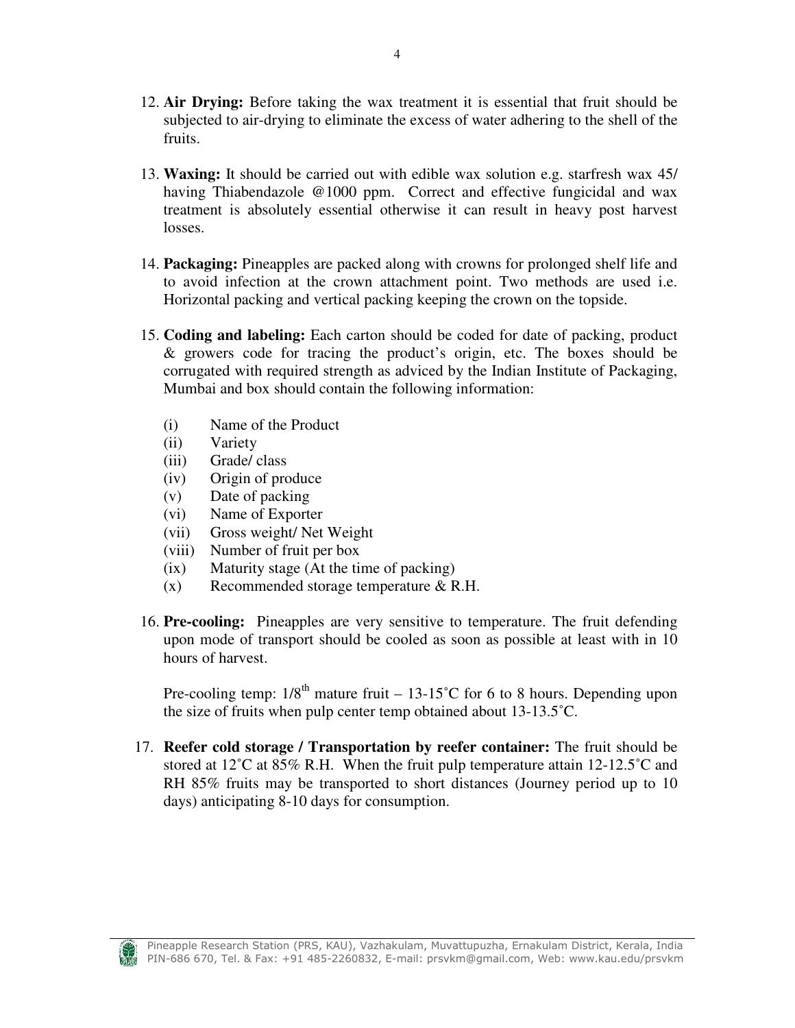12. **Air Drying:** Before taking the wax treatment it is essential that fruit should be subjected to air-drying to eliminate the excess of water adhering to the shell of the fruits.

13. **Waxing:** It should be carried out with edible wax solution e.g. starfresh wax 45/ having Thiabendazole @1000 ppm. Correct and effective fungicidal and wax treatment is absolutely essential otherwise it can result in heavy post harvest losses.

14. **Packaging:** Pineapples are packed along with crowns for prolonged shelf life and to avoid infection at the crown attachment point. Two methods are used i.e. Horizontal packing and vertical packing keeping the crown on the topside.

15. **Coding and labeling:** Each carton should be coded for date of packing, product & growers code for tracing the product's origin, etc. The boxes should be corrugated with required strength as adviced by the Indian Institute of Packaging, Mumbai and box should contain the following information:

    (i) Name of the Product
    (ii) Variety
    (iii) Grade/ class
    (iv) Origin of produce
    (v) Date of packing
    (vi) Name of Exporter
    (vii) Gross weight/ Net Weight
    (viii) Number of fruit per box
    (ix) Maturity stage (At the time of packing)
    (x) Recommended storage temperature & R.H.

16. **Pre-cooling:** Pineapples are very sensitive to temperature. The fruit defending upon mode of transport should be cooled as soon as possible at least with in 10 hours of harvest.

    Pre-cooling temp: 1/8$^{th}$ mature fruit – 13-15˚C for 6 to 8 hours. Depending upon the size of fruits when pulp center temp obtained about 13-13.5˚C.

17. **Reefer cold storage / Transportation by reefer container:** The fruit should be stored at 12˚C at 85% R.H. When the fruit pulp temperature attain 12-12.5˚C and RH 85% fruits may be transported to short distances (Journey period up to 10 days) anticipating 8-10 days for consumption.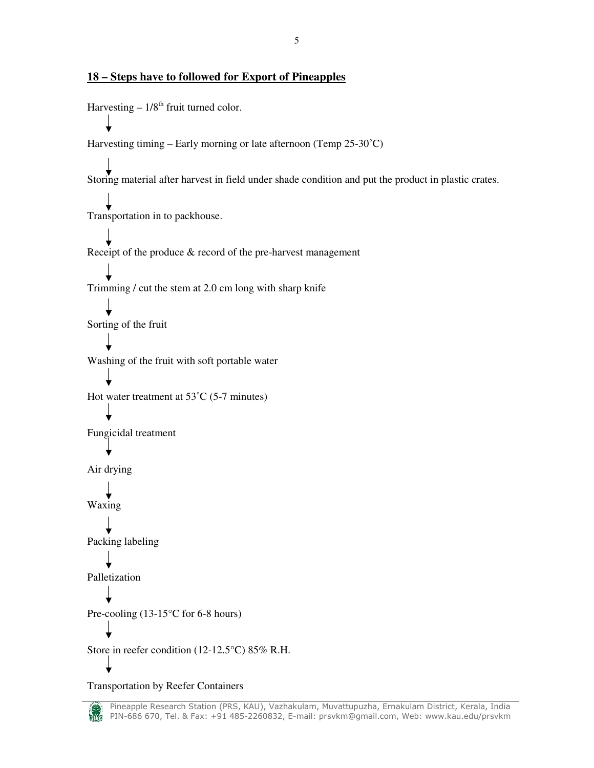## 18 – Steps have to followed for Export of Pineapples

Harvesting – 1/8th fruit turned color.

↓

Harvesting timing – Early morning or late afternoon (Temp 25-30˚C)

↓

Storing material after harvest in field under shade condition and put the product in plastic crates.

↓

Transportation in to packhouse.

↓

Receipt of the produce & record of the pre-harvest management

↓

Trimming / cut the stem at 2.0 cm long with sharp knife

↓

Sorting of the fruit

↓

Washing of the fruit with soft portable water

↓

Hot water treatment at 53˚C (5-7 minutes)

↓

Fungicidal treatment

↓

Air drying

↓

Waxing

↓

Packing labeling

↓

Palletization

↓

Pre-cooling (13-15°C for 6-8 hours)

↓

Store in reefer condition (12-12.5°C) 85% R.H.

↓

Transportation by Reefer Containers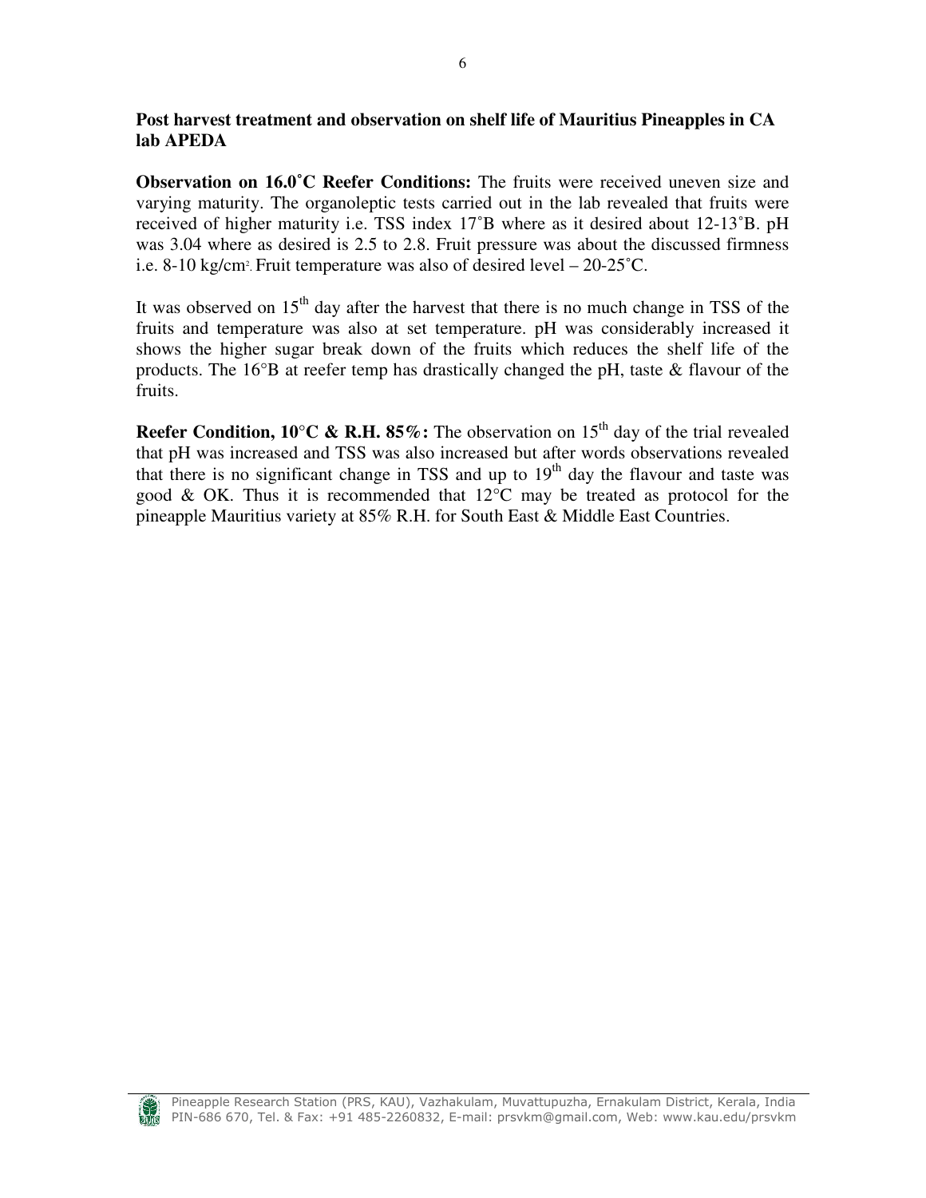**Post harvest treatment and observation on shelf life of Mauritius Pineapples in CA lab APEDA**

**Observation on 16.0˚C Reefer Conditions:** The fruits were received uneven size and varying maturity. The organoleptic tests carried out in the lab revealed that fruits were received of higher maturity i.e. TSS index 17˚B where as it desired about 12-13˚B. pH was 3.04 where as desired is 2.5 to 2.8. Fruit pressure was about the discussed firmness i.e. 8-10 kg/cm². Fruit temperature was also of desired level – 20-25˚C.

It was observed on 15th day after the harvest that there is no much change in TSS of the fruits and temperature was also at set temperature. pH was considerably increased it shows the higher sugar break down of the fruits which reduces the shelf life of the products. The 16°B at reefer temp has drastically changed the pH, taste & flavour of the fruits.

**Reefer Condition, 10°C & R.H. 85%:** The observation on 15th day of the trial revealed that pH was increased and TSS was also increased but after words observations revealed that there is no significant change in TSS and up to 19th day the flavour and taste was good & OK. Thus it is recommended that 12°C may be treated as protocol for the pineapple Mauritius variety at 85% R.H. for South East & Middle East Countries.